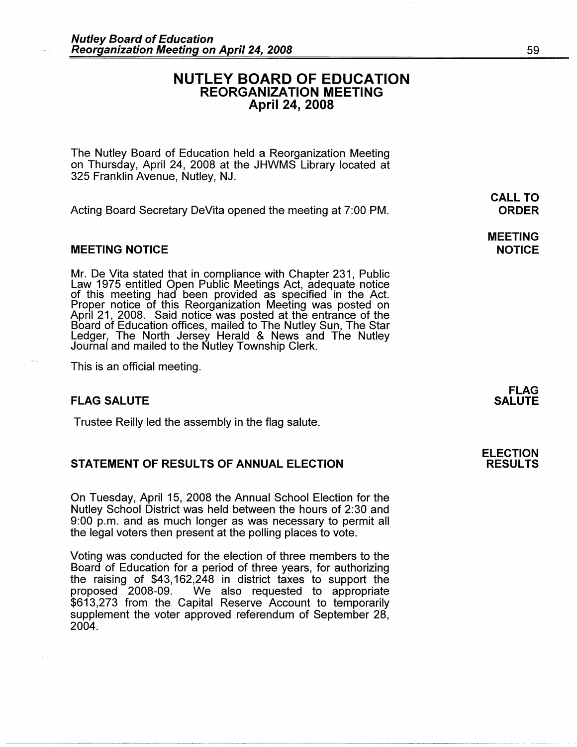# NUTLEY BOARD OF EDUCATION
## REORGANIZATION MEETING
## April 24, 2008

The Nutley Board of Education held a Reorganization Meeting on Thursday, April 24, 2008 at the JHWMS Library located at 325 Franklin Avenue, Nutley, NJ.

**CALL TO ORDER**

Acting Board Secretary DeVita opened the meeting at 7:00 PM.

### MEETING NOTICE

Mr. De Vita stated that in compliance with Chapter 231, Public Law 1975 entitled Open Public Meetings Act, adequate notice of this meeting had been provided as specified in the Act. Proper notice of this Reorganization Meeting was posted on April 21, 2008. Said notice was posted at the entrance of the Board of Education offices, mailed to The Nutley Sun, The Star Ledger, The North Jersey Herald & News and The Nutley Journal and mailed to the Nutley Township Clerk.

This is an official meeting.

### FLAG SALUTE

Trustee Reilly led the assembly in the flag salute.

### STATEMENT OF RESULTS OF ANNUAL ELECTION

On Tuesday, April 15, 2008 the Annual School Election for the Nutley School District was held between the hours of 2:30 and 9:00 p.m. and as much longer as was necessary to permit all the legal voters then present at the polling places to vote.

Voting was conducted for the election of three members to the Board of Education for a period of three years, for authorizing the raising of $43,162,248 in district taxes to support the proposed 2008-09. We also requested to appropriate $613,273 from the Capital Reserve Account to temporarily supplement the voter approved referendum of September 28, 2004.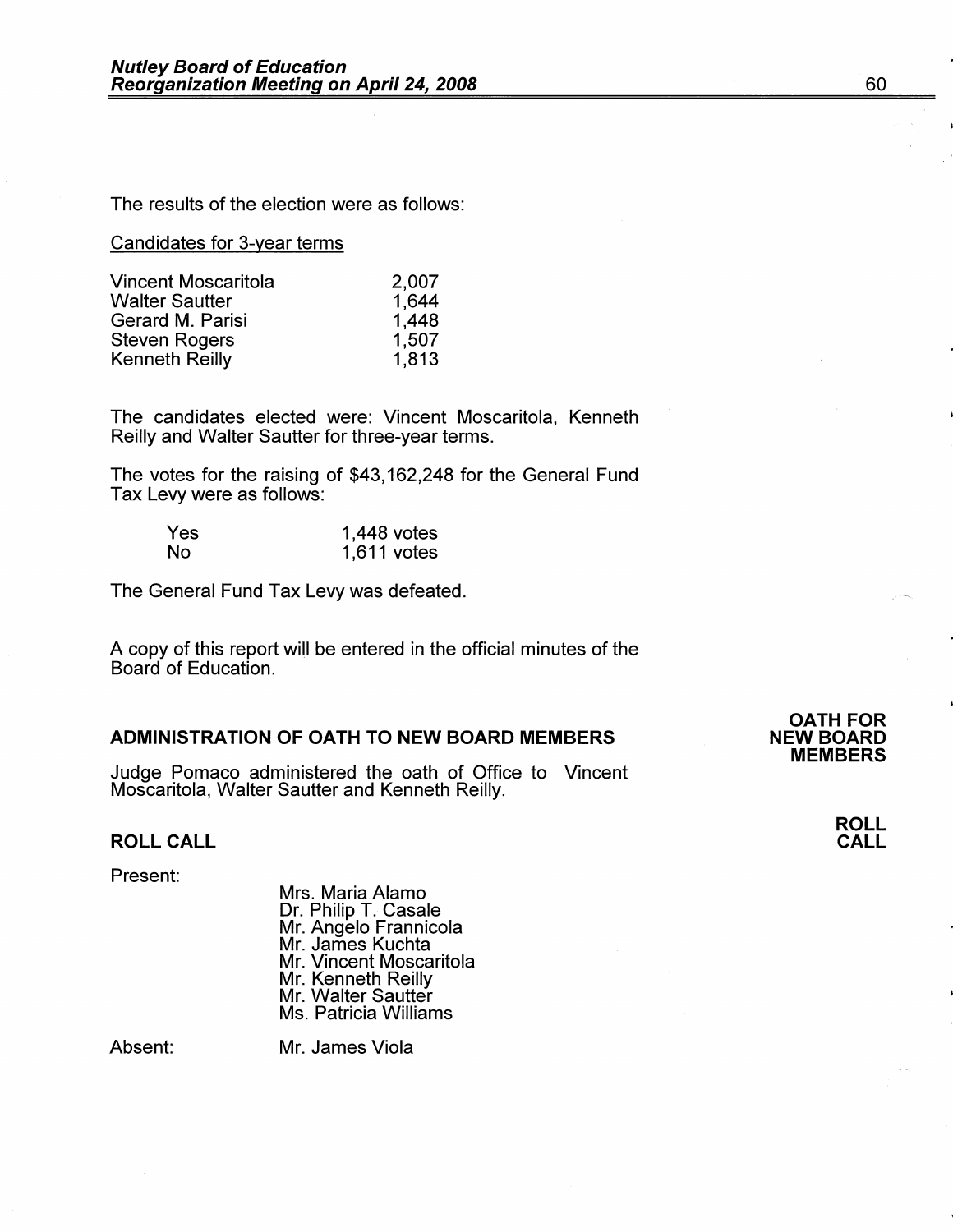The results of the election were as follows:

Candidates for 3-year terms

| | |
|---|---|
| Vincent Moscaritola | 2,007 |
| Walter Sautter | 1,644 |
| Gerard M. Parisi | 1,448 |
| Steven Rogers | 1,507 |
| Kenneth Reilly | 1,813 |

The candidates elected were: Vincent Moscaritola, Kenneth Reilly and Walter Sautter for three-year terms.

The votes for the raising of $43,162,248 for the General Fund Tax Levy were as follows:

| | |
|---|---|
| Yes | 1,448 votes |
| No | 1,611 votes |

The General Fund Tax Levy was defeated.

A copy of this report will be entered in the official minutes of the Board of Education.

## ADMINISTRATION OF OATH TO NEW BOARD MEMBERS

**OATH FOR NEW BOARD MEMBERS**

Judge Pomaco administered the oath of Office to Vincent Moscaritola, Walter Sautter and Kenneth Reilly.

## ROLL CALL

**ROLL CALL**

Present:

Mrs. Maria Alamo
Dr. Philip T. Casale
Mr. Angelo Frannicola
Mr. James Kuchta
Mr. Vincent Moscaritola
Mr. Kenneth Reilly
Mr. Walter Sautter
Ms. Patricia Williams

Absent: Mr. James Viola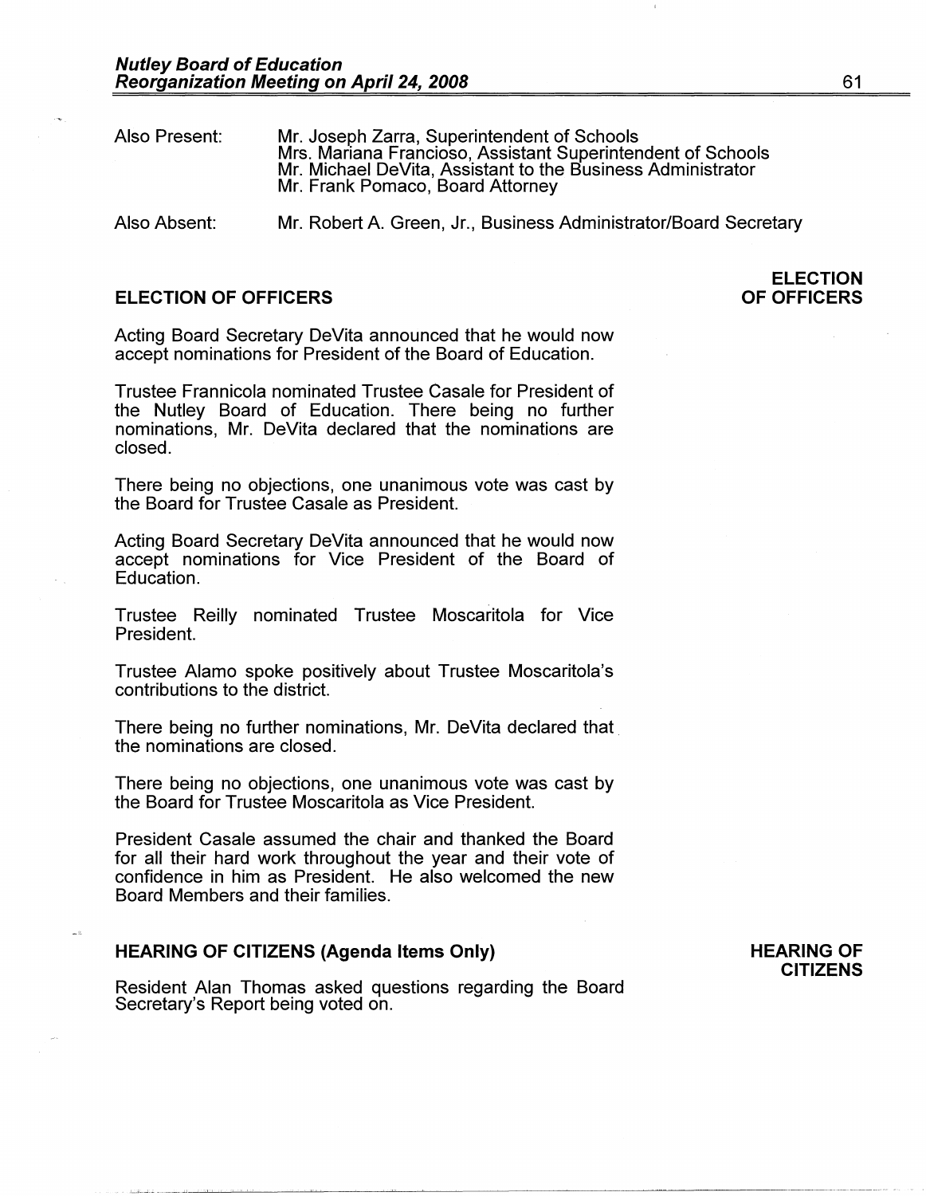Also Present: Mr. Joseph Zarra, Superintendent of Schools
Mrs. Mariana Francioso, Assistant Superintendent of Schools
Mr. Michael DeVita, Assistant to the Business Administrator
Mr. Frank Pomaco, Board Attorney

Also Absent: Mr. Robert A. Green, Jr., Business Administrator/Board Secretary

## ELECTION OF OFFICERS

Acting Board Secretary DeVita announced that he would now accept nominations for President of the Board of Education.

Trustee Frannicola nominated Trustee Casale for President of the Nutley Board of Education. There being no further nominations, Mr. DeVita declared that the nominations are closed.

There being no objections, one unanimous vote was cast by the Board for Trustee Casale as President.

Acting Board Secretary DeVita announced that he would now accept nominations for Vice President of the Board of Education.

Trustee Reilly nominated Trustee Moscaritola for Vice President.

Trustee Alamo spoke positively about Trustee Moscaritola's contributions to the district.

There being no further nominations, Mr. DeVita declared that the nominations are closed.

There being no objections, one unanimous vote was cast by the Board for Trustee Moscaritola as Vice President.

President Casale assumed the chair and thanked the Board for all their hard work throughout the year and their vote of confidence in him as President. He also welcomed the new Board Members and their families.

## HEARING OF CITIZENS (Agenda Items Only)

Resident Alan Thomas asked questions regarding the Board Secretary's Report being voted on.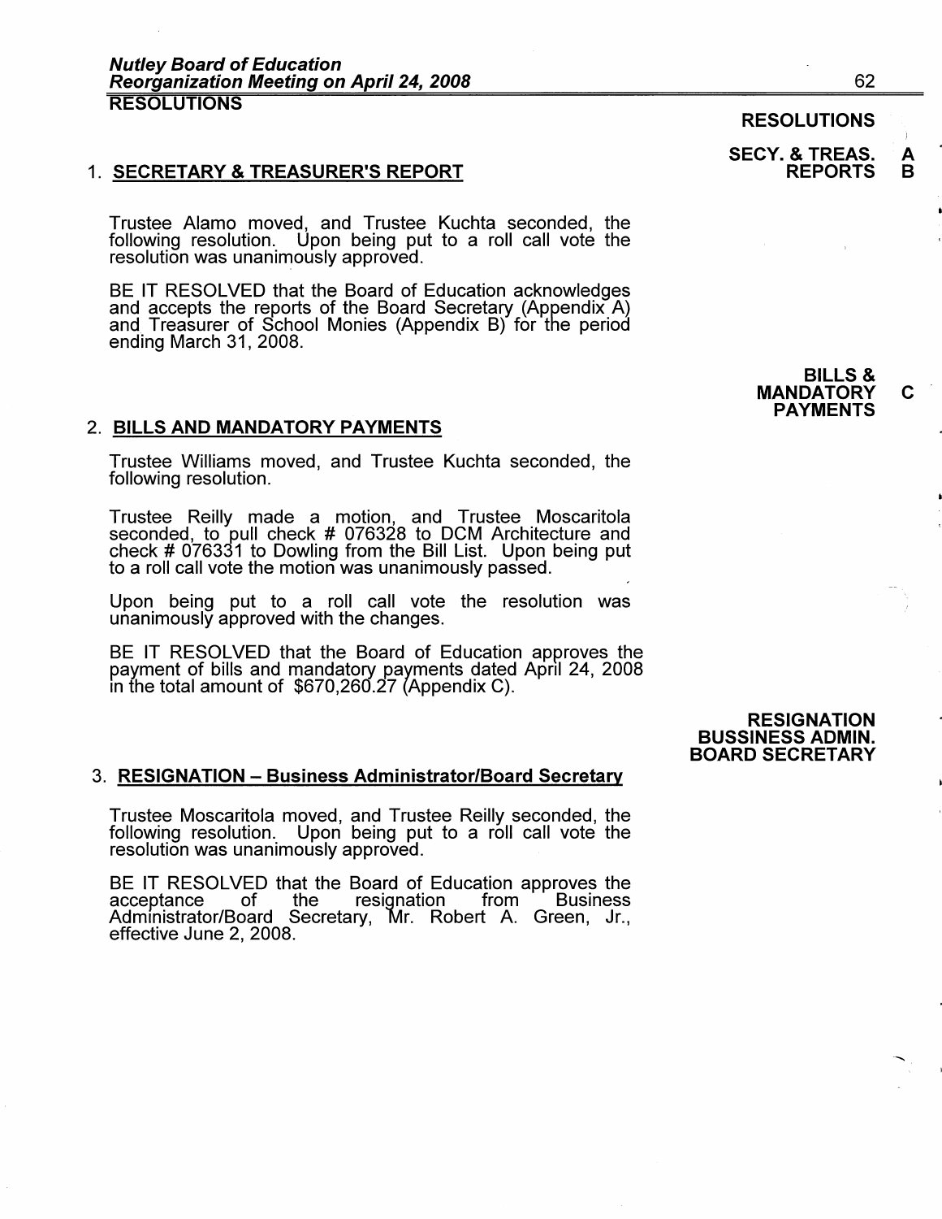## RESOLUTIONS

**RESOLUTIONS**

### 1. SECRETARY & TREASURER'S REPORT

**SECY. & TREAS. REPORTS A B**

Trustee Alamo moved, and Trustee Kuchta seconded, the following resolution. Upon being put to a roll call vote the resolution was unanimously approved.

BE IT RESOLVED that the Board of Education acknowledges and accepts the reports of the Board Secretary (Appendix A) and Treasurer of School Monies (Appendix B) for the period ending March 31, 2008.

**BILLS & MANDATORY PAYMENTS C**

### 2. BILLS AND MANDATORY PAYMENTS

Trustee Williams moved, and Trustee Kuchta seconded, the following resolution.

Trustee Reilly made a motion, and Trustee Moscaritola seconded, to pull check # 076328 to DCM Architecture and check # 076331 to Dowling from the Bill List. Upon being put to a roll call vote the motion was unanimously passed.

Upon being put to a roll call vote the resolution was unanimously approved with the changes.

BE IT RESOLVED that the Board of Education approves the payment of bills and mandatory payments dated April 24, 2008 in the total amount of $670,260.27 (Appendix C).

**RESIGNATION BUSSINESS ADMIN. BOARD SECRETARY**

### 3. RESIGNATION – Business Administrator/Board Secretary

Trustee Moscaritola moved, and Trustee Reilly seconded, the following resolution. Upon being put to a roll call vote the resolution was unanimously approved.

BE IT RESOLVED that the Board of Education approves the acceptance of the resignation from Business Administrator/Board Secretary, Mr. Robert A. Green, Jr., effective June 2, 2008.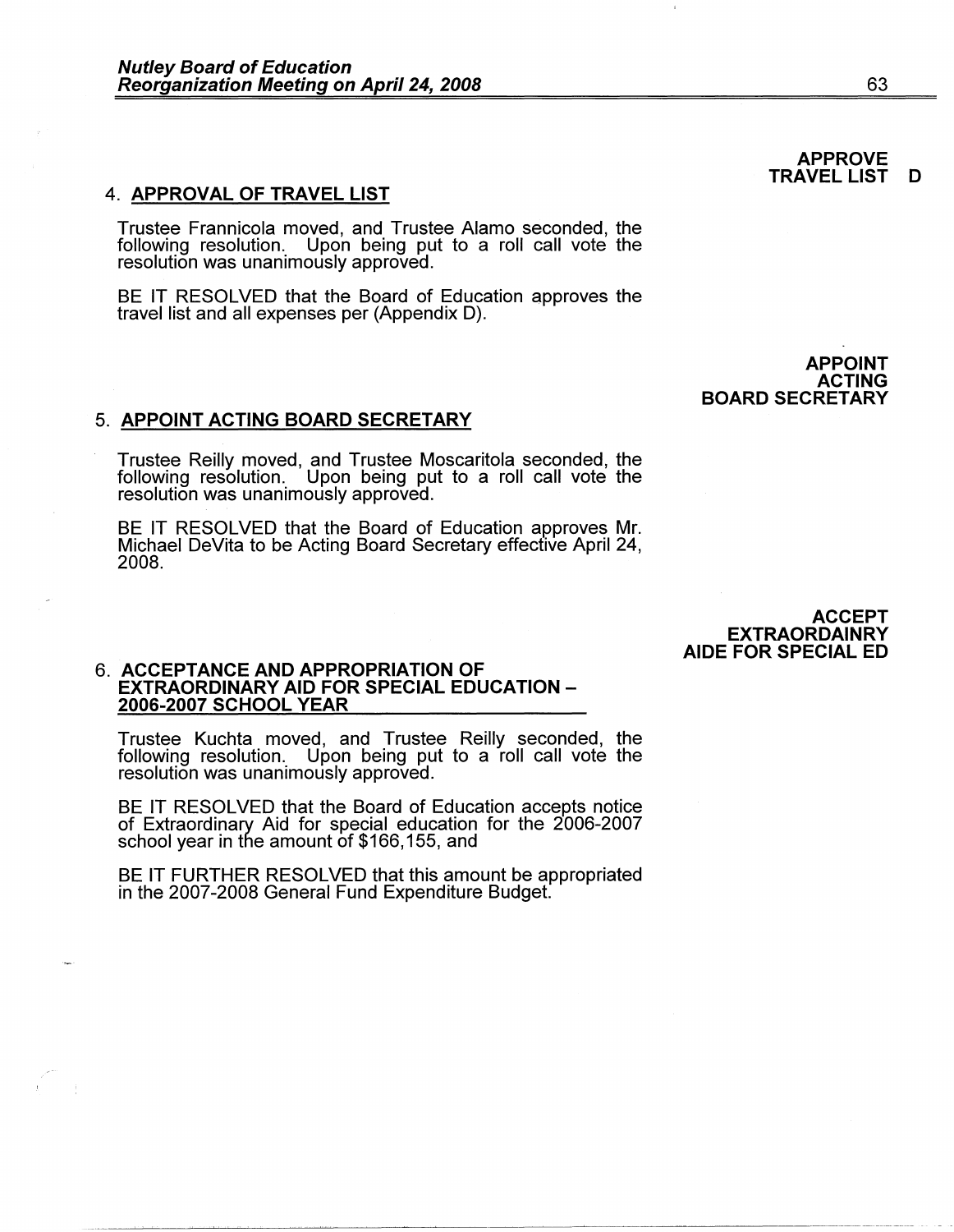**APPROVE TRAVEL LIST D**

4. **APPROVAL OF TRAVEL LIST**

Trustee Frannicola moved, and Trustee Alamo seconded, the following resolution. Upon being put to a roll call vote the resolution was unanimously approved.

BE IT RESOLVED that the Board of Education approves the travel list and all expenses per (Appendix D).

**APPOINT ACTING BOARD SECRETARY**

5. **APPOINT ACTING BOARD SECRETARY**

Trustee Reilly moved, and Trustee Moscaritola seconded, the following resolution. Upon being put to a roll call vote the resolution was unanimously approved.

BE IT RESOLVED that the Board of Education approves Mr. Michael DeVita to be Acting Board Secretary effective April 24, 2008.

**ACCEPT EXTRAORDAINRY AIDE FOR SPECIAL ED**

6. **ACCEPTANCE AND APPROPRIATION OF EXTRAORDINARY AID FOR SPECIAL EDUCATION – 2006-2007 SCHOOL YEAR**

Trustee Kuchta moved, and Trustee Reilly seconded, the following resolution. Upon being put to a roll call vote the resolution was unanimously approved.

BE IT RESOLVED that the Board of Education accepts notice of Extraordinary Aid for special education for the 2006-2007 school year in the amount of $166,155, and

BE IT FURTHER RESOLVED that this amount be appropriated in the 2007-2008 General Fund Expenditure Budget.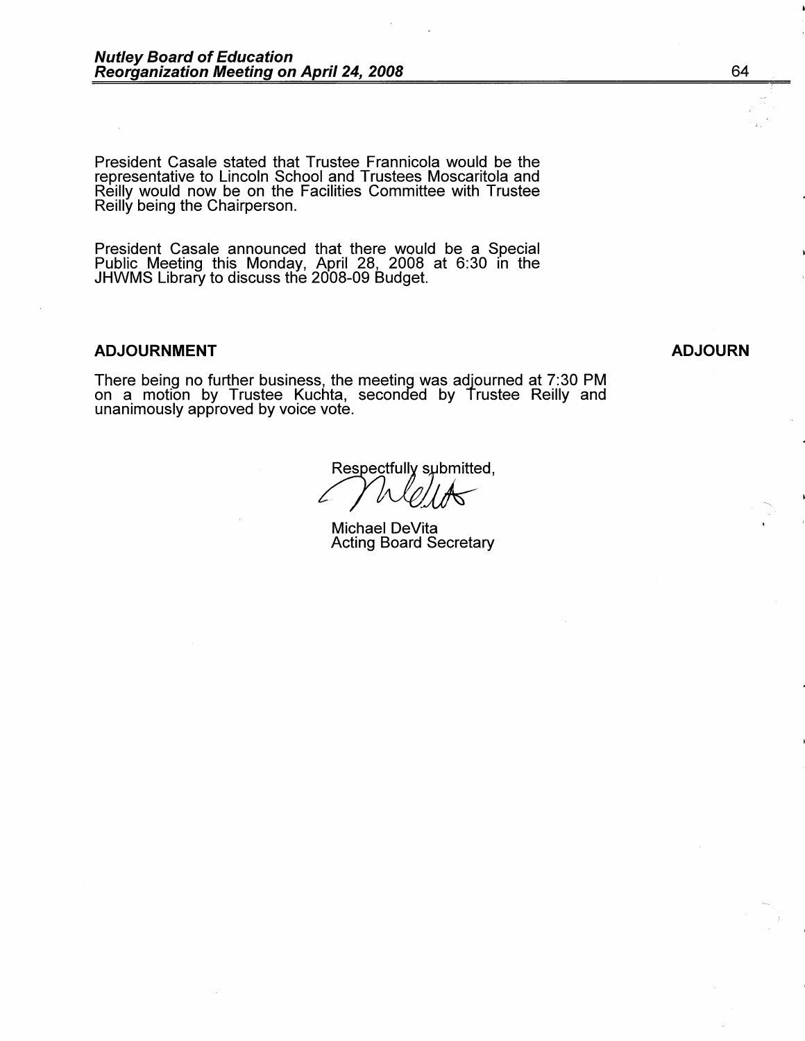President Casale stated that Trustee Frannicola would be the representative to Lincoln School and Trustees Moscaritola and Reilly would now be on the Facilities Committee with Trustee Reilly being the Chairperson.

President Casale announced that there would be a Special Public Meeting this Monday, April 28, 2008 at 6:30 in the JHWMS Library to discuss the 2008-09 Budget.

## ADJOURNMENT

**ADJOURN**

There being no further business, the meeting was adjourned at 7:30 PM on a motion by Trustee Kuchta, seconded by Trustee Reilly and unanimously approved by voice vote.

Respectfully submitted,

Michael DeVita
Acting Board Secretary